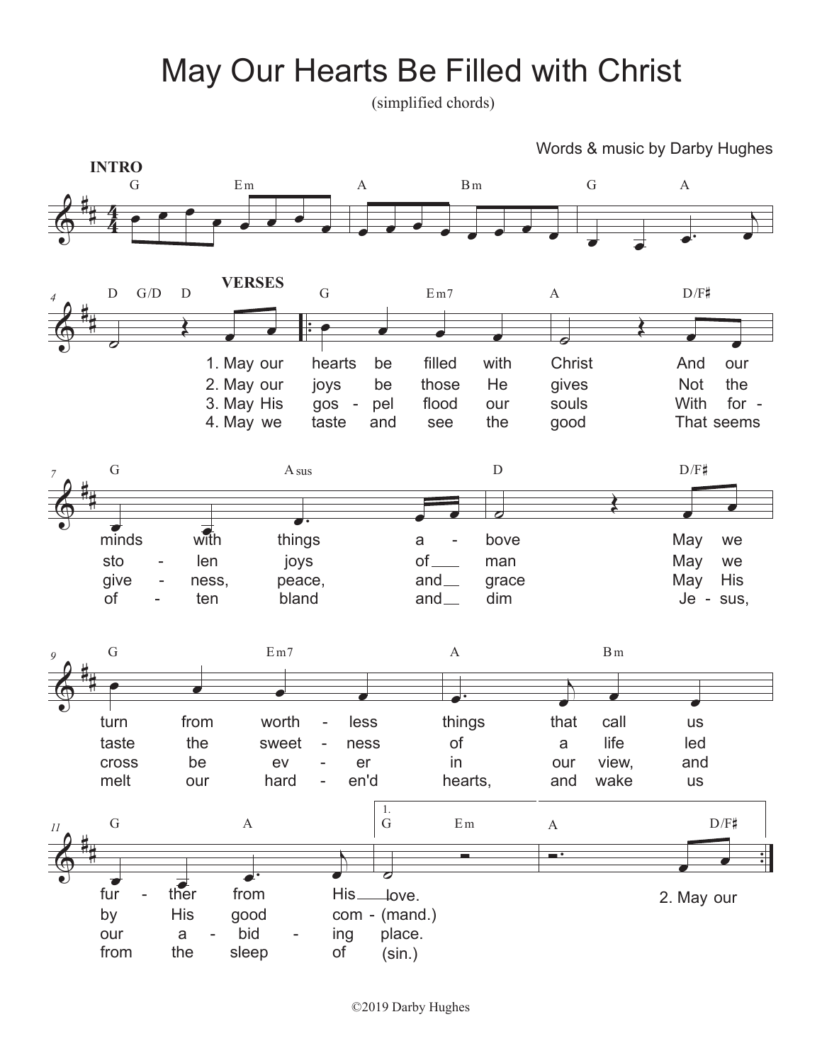# May Our Hearts Be Filled with Christ

(simplified chords)

Words & music by Darby Hughes

**INTRO**

G Em A Bm G A D G/D D

**VERSES**

G Em7 A D/F♯ G Asus D D/F♯ G Em7 A Bm G A G Em A D/F♯

1. May our hearts be filled with Christ And our minds with things above May we turn from worthless things that call us further from His love.

2. May our joys be those He gives Not the stolen joys of man May we taste the sweetness of a life led by His good command.

3. May His gospel flood our souls With forgiveness, peace, and grace May His cross be ever in our view, and our abiding place.

4. May we taste and see the good That seems often bland and dim Jesus, melt our harden'd hearts, and wake us from the sleep of sin.

©2019 Darby Hughes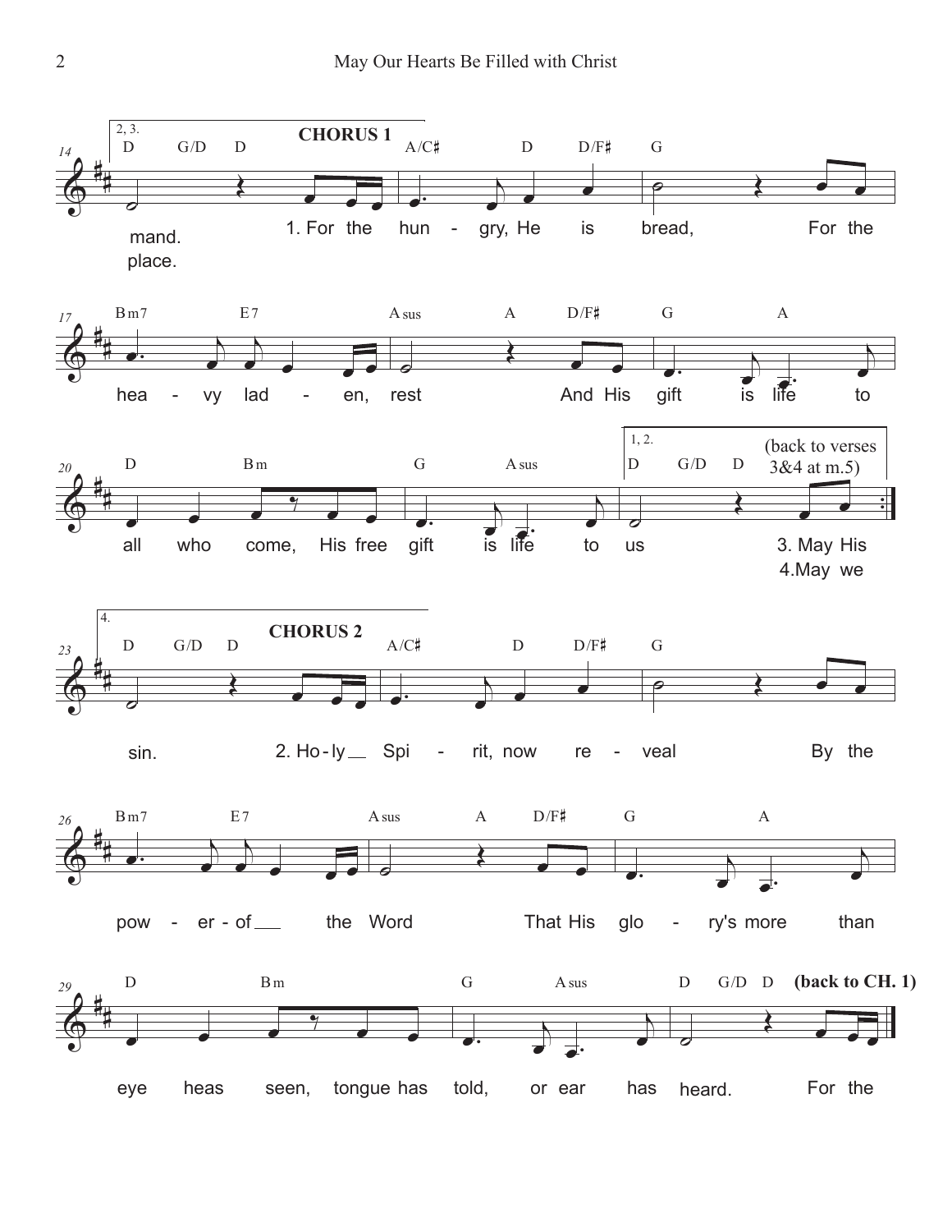2, 3.

**CHORUS 1**

D G/D D A/C♯ D D/F♯ G

mand.
place.

1. For the hun - gry, He is bread, For the

Bm7 E7 A sus A D/F♯ G A

hea - vy lad - en, rest And His gift is life to

D Bm G A sus

all who come, His free gift is life to

1, 2.

D G/D D (back to verses 3&4 at m.5)

us 3. May His
4.May we

4.

**CHORUS 2**

D G/D D A/C♯ D D/F♯ G

sin. 2. Ho - ly Spi - rit, now re - veal By the

Bm7 E7 A sus A D/F♯ G A

pow - er - of the Word That His glo - ry's more than

D Bm G A sus D G/D D **(back to CH. 1)**

eye heas seen, tongue has told, or ear has heard. For the